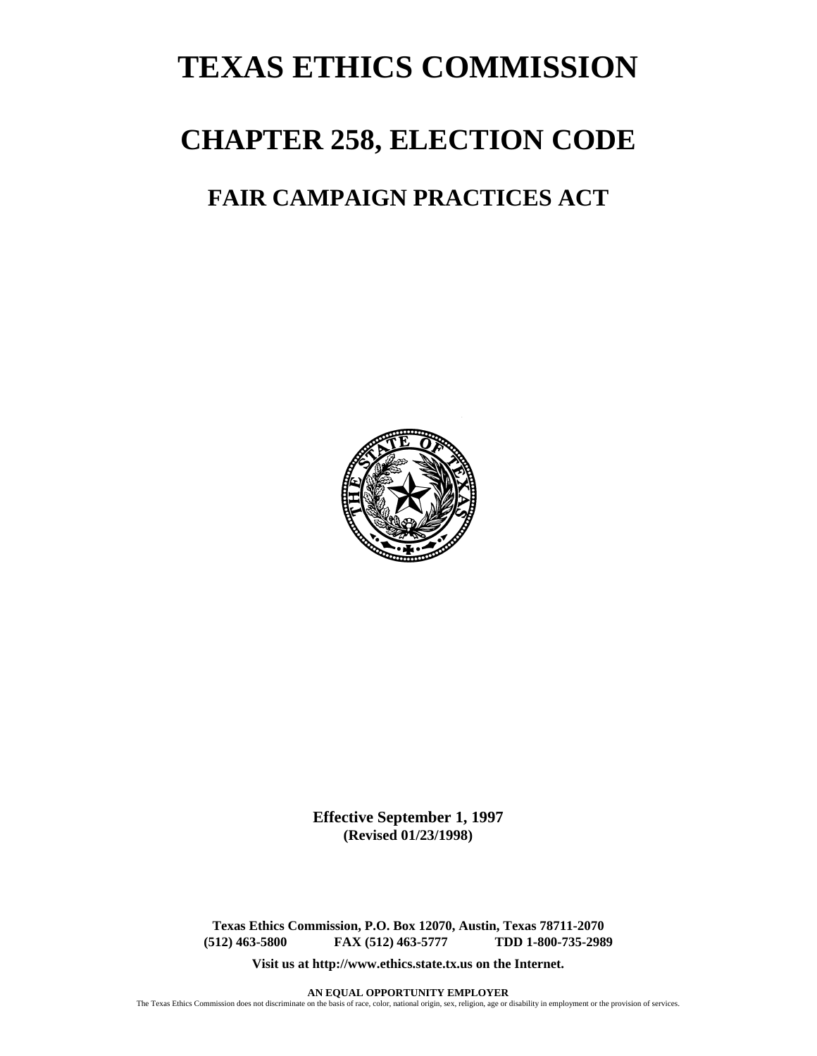# TEXAS ETHICS COMMISSION

# CHAPTER 258, ELECTION CODE

## FAIR CAMPAIGN PRACTICES ACT

**Effective September 1, 1997**
**(Revised 01/23/1998)**

**Texas Ethics Commission, P.O. Box 12070, Austin, Texas 78711-2070**
**(512) 463-5800 FAX (512) 463-5777 TDD 1-800-735-2989**

**Visit us at http://www.ethics.state.tx.us on the Internet.**

**AN EQUAL OPPORTUNITY EMPLOYER**
The Texas Ethics Commission does not discriminate on the basis of race, color, national origin, sex, religion, age or disability in employment or the provision of services.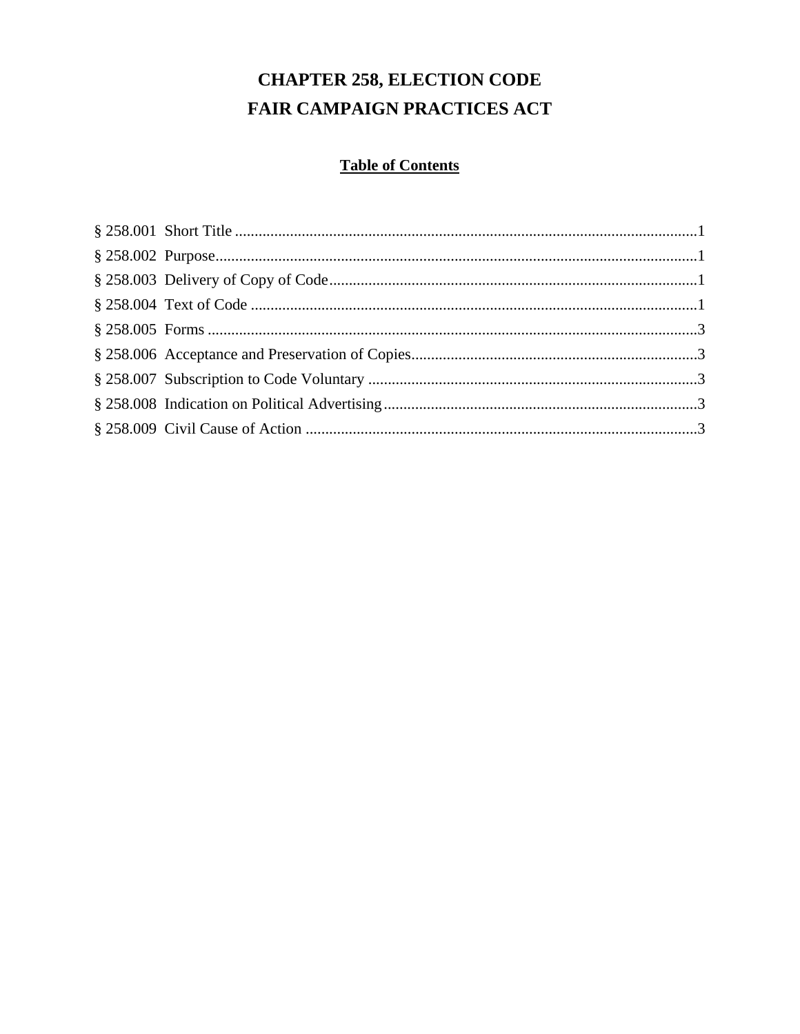# CHAPTER 258, ELECTION CODE

# FAIR CAMPAIGN PRACTICES ACT

## Table of Contents

§ 258.001 Short Title ....................................................................................................1

§ 258.002 Purpose.........................................................................................................1

§ 258.003 Delivery of Copy of Code...........................................................................1

§ 258.004 Text of Code ................................................................................................1

§ 258.005 Forms ...........................................................................................................3

§ 258.006 Acceptance and Preservation of Copies.......................................................3

§ 258.007 Subscription to Code Voluntary ..................................................................3

§ 258.008 Indication on Political Advertising..............................................................3

§ 258.009 Civil Cause of Action ..................................................................................3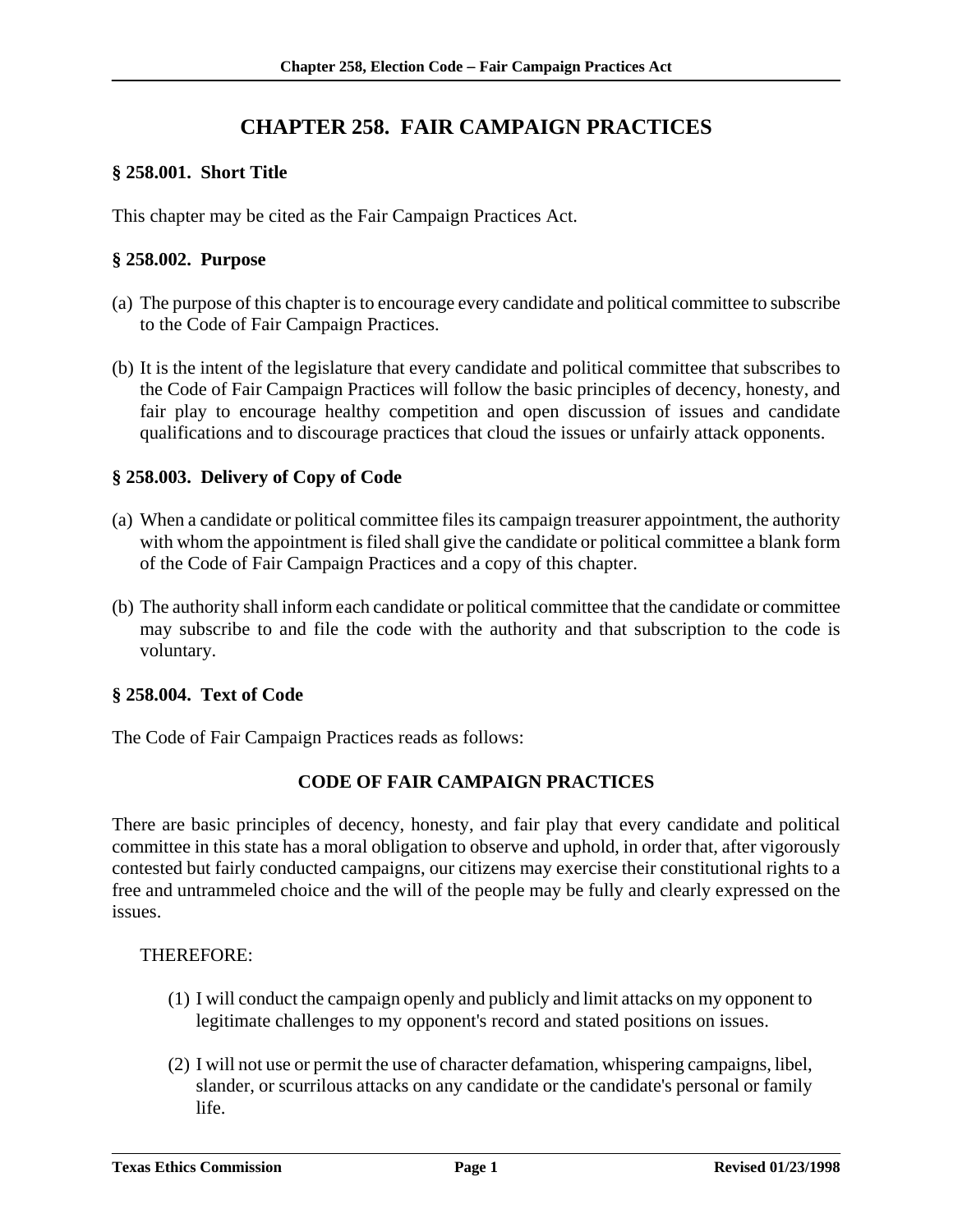# CHAPTER 258. FAIR CAMPAIGN PRACTICES

### § 258.001. Short Title

This chapter may be cited as the Fair Campaign Practices Act.

### § 258.002. Purpose

(a) The purpose of this chapter is to encourage every candidate and political committee to subscribe to the Code of Fair Campaign Practices.

(b) It is the intent of the legislature that every candidate and political committee that subscribes to the Code of Fair Campaign Practices will follow the basic principles of decency, honesty, and fair play to encourage healthy competition and open discussion of issues and candidate qualifications and to discourage practices that cloud the issues or unfairly attack opponents.

### § 258.003. Delivery of Copy of Code

(a) When a candidate or political committee files its campaign treasurer appointment, the authority with whom the appointment is filed shall give the candidate or political committee a blank form of the Code of Fair Campaign Practices and a copy of this chapter.

(b) The authority shall inform each candidate or political committee that the candidate or committee may subscribe to and file the code with the authority and that subscription to the code is voluntary.

### § 258.004. Text of Code

The Code of Fair Campaign Practices reads as follows:

**CODE OF FAIR CAMPAIGN PRACTICES**

There are basic principles of decency, honesty, and fair play that every candidate and political committee in this state has a moral obligation to observe and uphold, in order that, after vigorously contested but fairly conducted campaigns, our citizens may exercise their constitutional rights to a free and untrammeled choice and the will of the people may be fully and clearly expressed on the issues.

THEREFORE:

(1) I will conduct the campaign openly and publicly and limit attacks on my opponent to legitimate challenges to my opponent's record and stated positions on issues.

(2) I will not use or permit the use of character defamation, whispering campaigns, libel, slander, or scurrilous attacks on any candidate or the candidate's personal or family life.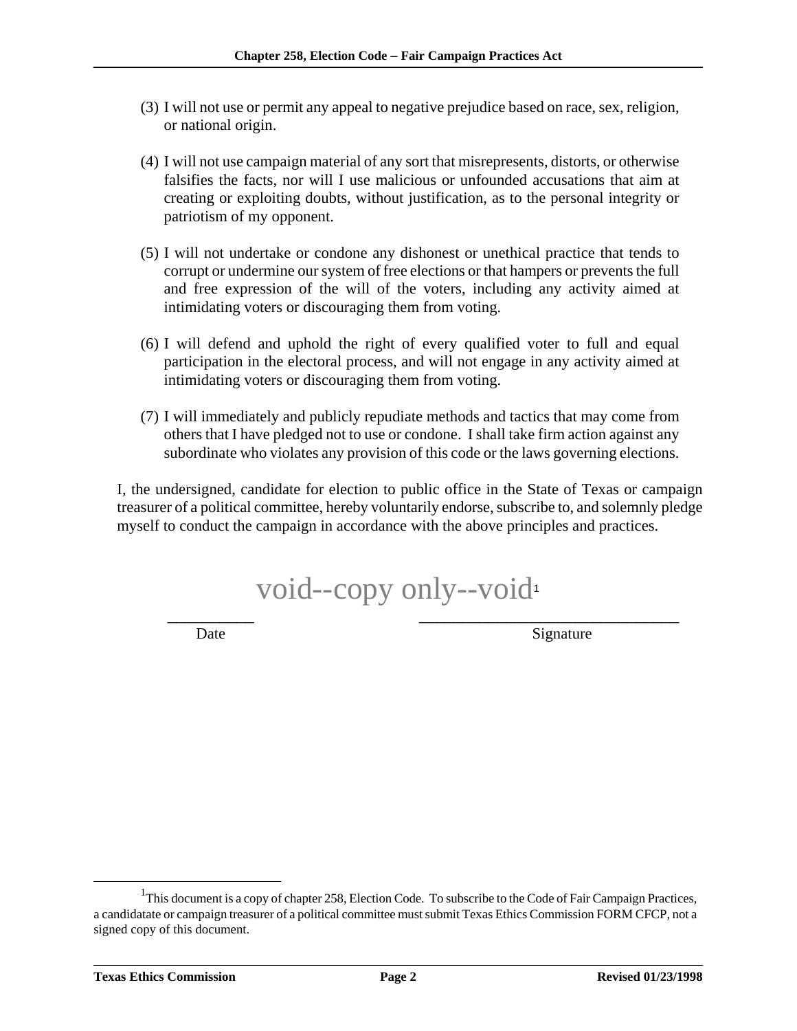(3) I will not use or permit any appeal to negative prejudice based on race, sex, religion, or national origin.

(4) I will not use campaign material of any sort that misrepresents, distorts, or otherwise falsifies the facts, nor will I use malicious or unfounded accusations that aim at creating or exploiting doubts, without justification, as to the personal integrity or patriotism of my opponent.

(5) I will not undertake or condone any dishonest or unethical practice that tends to corrupt or undermine our system of free elections or that hampers or prevents the full and free expression of the will of the voters, including any activity aimed at intimidating voters or discouraging them from voting.

(6) I will defend and uphold the right of every qualified voter to full and equal participation in the electoral process, and will not engage in any activity aimed at intimidating voters or discouraging them from voting.

(7) I will immediately and publicly repudiate methods and tactics that may come from others that I have pledged not to use or condone. I shall take firm action against any subordinate who violates any provision of this code or the laws governing elections.

I, the undersigned, candidate for election to public office in the State of Texas or campaign treasurer of a political committee, hereby voluntarily endorse, subscribe to, and solemnly pledge myself to conduct the campaign in accordance with the above principles and practices.

void--copy only--void[1]

__________ ______________________________

Date Signature

[1] This document is a copy of chapter 258, Election Code. To subscribe to the Code of Fair Campaign Practices, a candidatate or campaign treasurer of a political committee must submit Texas Ethics Commission FORM CFCP, not a signed copy of this document.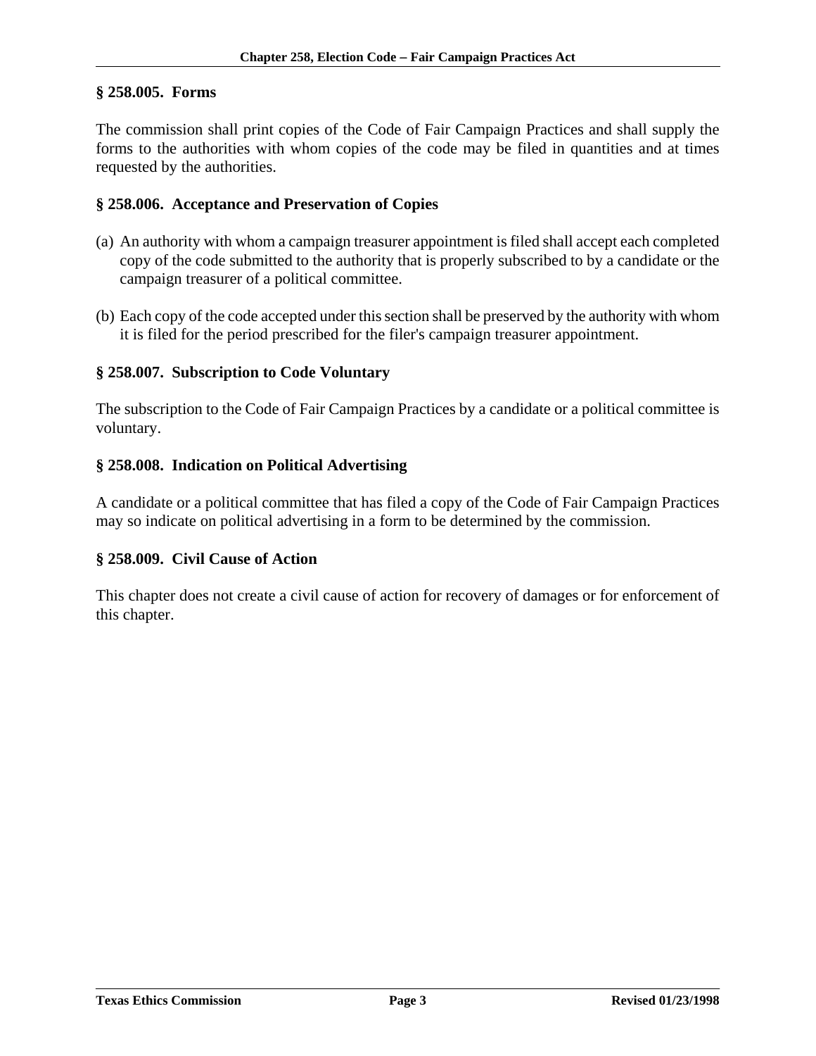### § 258.005. Forms

The commission shall print copies of the Code of Fair Campaign Practices and shall supply the forms to the authorities with whom copies of the code may be filed in quantities and at times requested by the authorities.

### § 258.006. Acceptance and Preservation of Copies

(a) An authority with whom a campaign treasurer appointment is filed shall accept each completed copy of the code submitted to the authority that is properly subscribed to by a candidate or the campaign treasurer of a political committee.

(b) Each copy of the code accepted under this section shall be preserved by the authority with whom it is filed for the period prescribed for the filer's campaign treasurer appointment.

### § 258.007. Subscription to Code Voluntary

The subscription to the Code of Fair Campaign Practices by a candidate or a political committee is voluntary.

### § 258.008. Indication on Political Advertising

A candidate or a political committee that has filed a copy of the Code of Fair Campaign Practices may so indicate on political advertising in a form to be determined by the commission.

### § 258.009. Civil Cause of Action

This chapter does not create a civil cause of action for recovery of damages or for enforcement of this chapter.